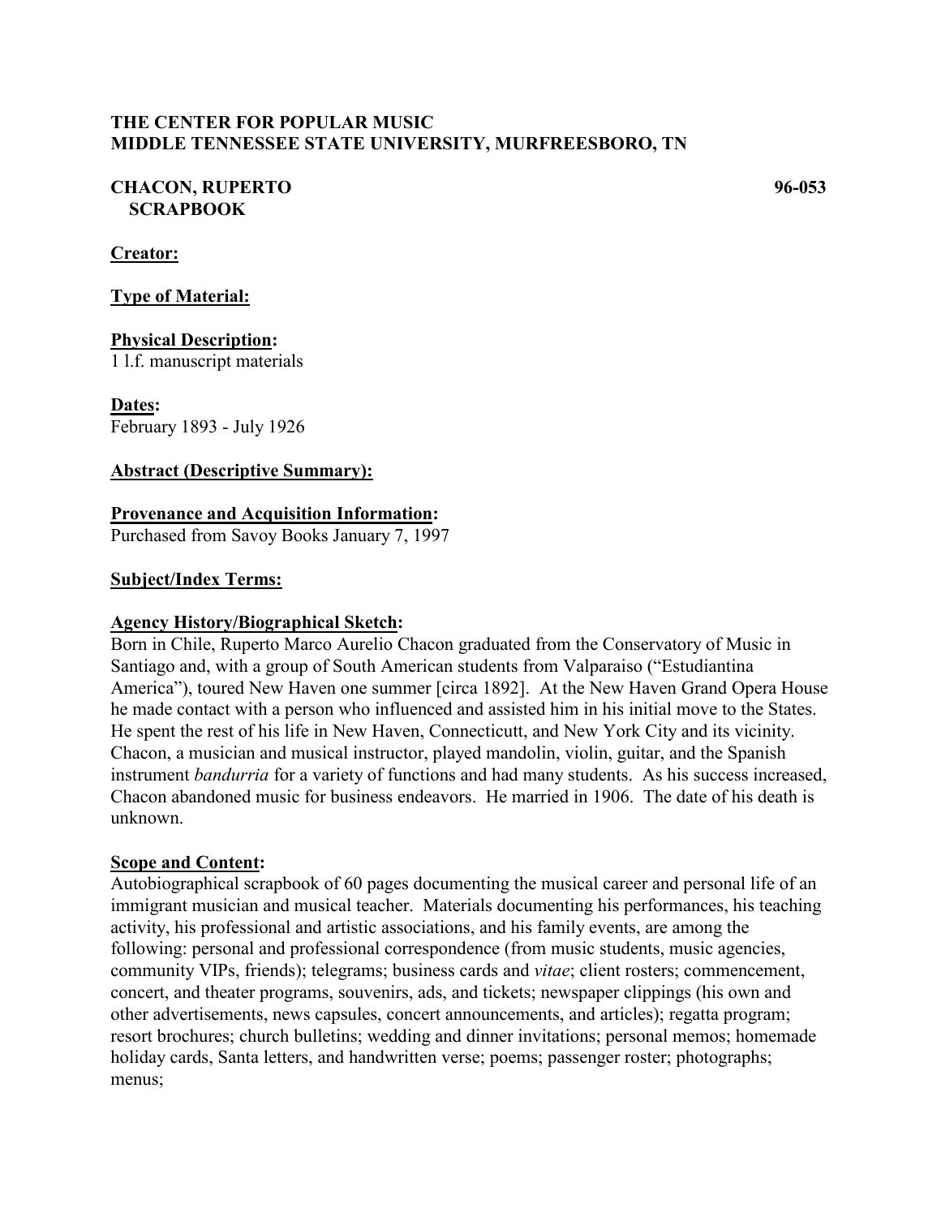**THE CENTER FOR POPULAR MUSIC**
**MIDDLE TENNESSEE STATE UNIVERSITY, MURFREESBORO, TN**

**CHACON, RUPERTO** **96-053**
**SCRAPBOOK**

**Creator:**

**Type of Material:**

**Physical Description:**
1 l.f. manuscript materials

**Dates:**
February 1893 - July 1926

**Abstract (Descriptive Summary):**

**Provenance and Acquisition Information:**
Purchased from Savoy Books January 7, 1997

**Subject/Index Terms:**

**Agency History/Biographical Sketch:**
Born in Chile, Ruperto Marco Aurelio Chacon graduated from the Conservatory of Music in Santiago and, with a group of South American students from Valparaiso ("Estudiantina America"), toured New Haven one summer [circa 1892]. At the New Haven Grand Opera House he made contact with a person who influenced and assisted him in his initial move to the States. He spent the rest of his life in New Haven, Connecticutt, and New York City and its vicinity. Chacon, a musician and musical instructor, played mandolin, violin, guitar, and the Spanish instrument *bandurria* for a variety of functions and had many students. As his success increased, Chacon abandoned music for business endeavors. He married in 1906. The date of his death is unknown.

**Scope and Content:**
Autobiographical scrapbook of 60 pages documenting the musical career and personal life of an immigrant musician and musical teacher. Materials documenting his performances, his teaching activity, his professional and artistic associations, and his family events, are among the following: personal and professional correspondence (from music students, music agencies, community VIPs, friends); telegrams; business cards and *vitae*; client rosters; commencement, concert, and theater programs, souvenirs, ads, and tickets; newspaper clippings (his own and other advertisements, news capsules, concert announcements, and articles); regatta program; resort brochures; church bulletins; wedding and dinner invitations; personal memos; homemade holiday cards, Santa letters, and handwritten verse; poems; passenger roster; photographs; menus;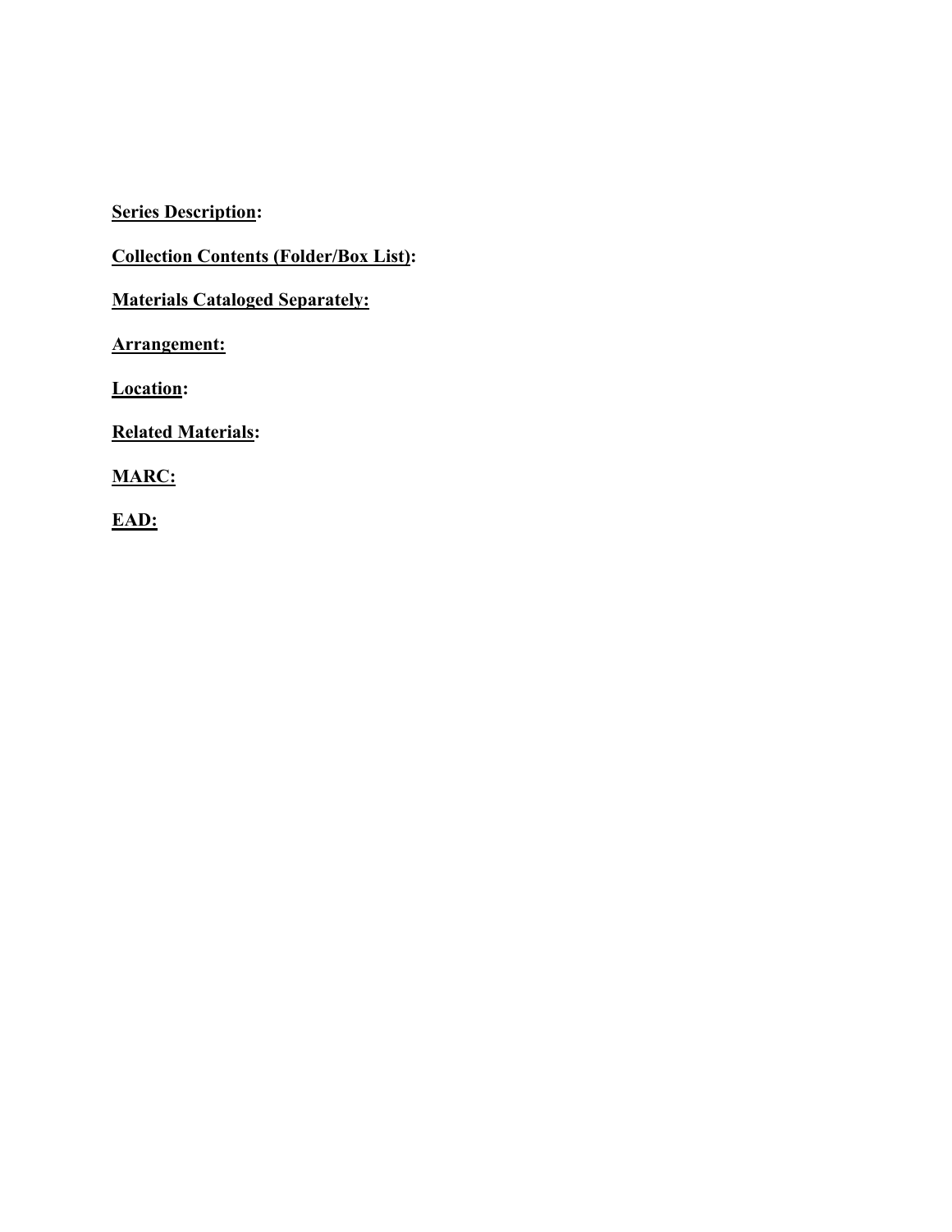**Series Description:**

**Collection Contents (Folder/Box List):**

**Materials Cataloged Separately:**

**Arrangement:**

**Location:**

**Related Materials:**

**MARC:**

**EAD:**